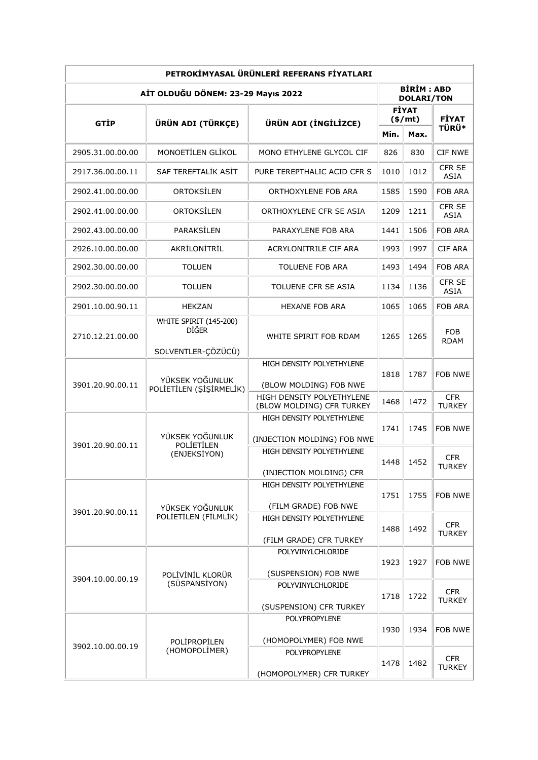| PETROKİMYASAL ÜRÜNLERİ REFERANS FİYATLARI | | | | | |
|---|---|---|---|---|---|
| AİT OLDUĞU DÖNEM: 23-29 Mayıs 2022 | | | BİRİM : ABD DOLARI/TON | | |
| GTİP | ÜRÜN ADI (TÜRKÇE) | ÜRÜN ADI (İNGİLİZCE) | FİYAT ($/mt) | | FİYAT TÜRÜ* |
| | | | Min. | Max. | |
| 2905.31.00.00.00 | MONOETİLEN GLİKOL | MONO ETHYLENE GLYCOL CIF | 826 | 830 | CIF NWE |
| 2917.36.00.00.11 | SAF TEREFTALİK ASİT | PURE TEREPTHALIC ACID CFR S | 1010 | 1012 | CFR SE ASIA |
| 2902.41.00.00.00 | ORTOKSİLEN | ORTHOXYLENE FOB ARA | 1585 | 1590 | FOB ARA |
| 2902.41.00.00.00 | ORTOKSİLEN | ORTHOXYLENE CFR SE ASIA | 1209 | 1211 | CFR SE ASIA |
| 2902.43.00.00.00 | PARAKSİLEN | PARAXYLENE FOB ARA | 1441 | 1506 | FOB ARA |
| 2926.10.00.00.00 | AKRİLONİTRİL | ACRYLONITRILE CIF ARA | 1993 | 1997 | CIF ARA |
| 2902.30.00.00.00 | TOLUEN | TOLUENE FOB ARA | 1493 | 1494 | FOB ARA |
| 2902.30.00.00.00 | TOLUEN | TOLUENE CFR SE ASIA | 1134 | 1136 | CFR SE ASIA |
| 2901.10.00.90.11 | HEKZAN | HEXANE FOB ARA | 1065 | 1065 | FOB ARA |
| 2710.12.21.00.00 | WHITE SPIRIT (145-200) DİĞER SOLVENTLER-ÇÖZÜCÜ) | WHITE SPIRIT FOB RDAM | 1265 | 1265 | FOB RDAM |
| 3901.20.90.00.11 | YÜKSEK YOĞUNLUK POLİETİLEN (ŞİŞİRMELİK) | HIGH DENSITY POLYETHYLENE (BLOW MOLDING) FOB NWE | 1818 | 1787 | FOB NWE |
| | | HIGH DENSITY POLYETHYLENE (BLOW MOLDING) CFR TURKEY | 1468 | 1472 | CFR TURKEY |
| 3901.20.90.00.11 | YÜKSEK YOĞUNLUK POLİETİLEN (ENJEKSİYON) | HIGH DENSITY POLYETHYLENE (INJECTION MOLDING) FOB NWE | 1741 | 1745 | FOB NWE |
| | | HIGH DENSITY POLYETHYLENE (INJECTION MOLDING) CFR | 1448 | 1452 | CFR TURKEY |
| 3901.20.90.00.11 | YÜKSEK YOĞUNLUK POLİETİLEN (FİLMLİK) | HIGH DENSITY POLYETHYLENE (FILM GRADE) FOB NWE | 1751 | 1755 | FOB NWE |
| | | HIGH DENSITY POLYETHYLENE (FILM GRADE) CFR TURKEY | 1488 | 1492 | CFR TURKEY |
| 3904.10.00.00.19 | POLİVİNİL KLORÜR (SÜSPANSİYON) | POLYVINYLCHLORIDE (SUSPENSION) FOB NWE | 1923 | 1927 | FOB NWE |
| | | POLYVINYLCHLORIDE (SUSPENSION) CFR TURKEY | 1718 | 1722 | CFR TURKEY |
| 3902.10.00.00.19 | POLİPROPİLEN (HOMOPOLİMER) | POLYPROPYLENE (HOMOPOLYMER) FOB NWE | 1930 | 1934 | FOB NWE |
| | | POLYPROPYLENE (HOMOPOLYMER) CFR TURKEY | 1478 | 1482 | CFR TURKEY |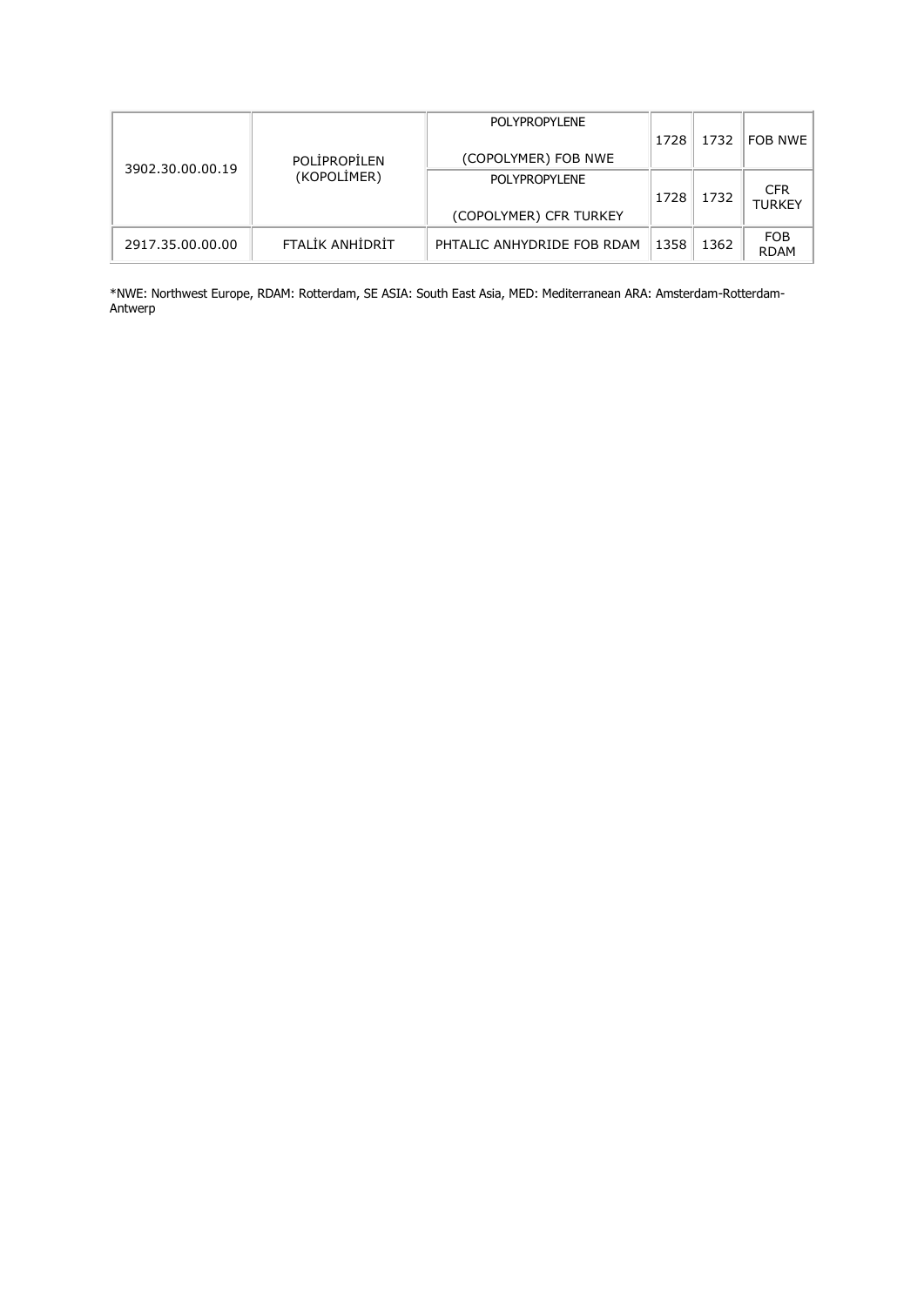| | | | | | |
|---|---|---|---|---|---|
| 3902.30.00.00.19 | POLİPROPİLEN (KOPOLİMER) | POLYPROPYLENE (COPOLYMER) FOB NWE | 1728 | 1732 | FOB NWE |
| | | POLYPROPYLENE (COPOLYMER) CFR TURKEY | 1728 | 1732 | CFR TURKEY |
| 2917.35.00.00.00 | FTALİK ANHİDRİT | PHTALIC ANHYDRIDE FOB RDAM | 1358 | 1362 | FOB RDAM |

*NWE: Northwest Europe, RDAM: Rotterdam, SE ASIA: South East Asia, MED: Mediterranean ARA: Amsterdam-Rotterdam-Antwerp